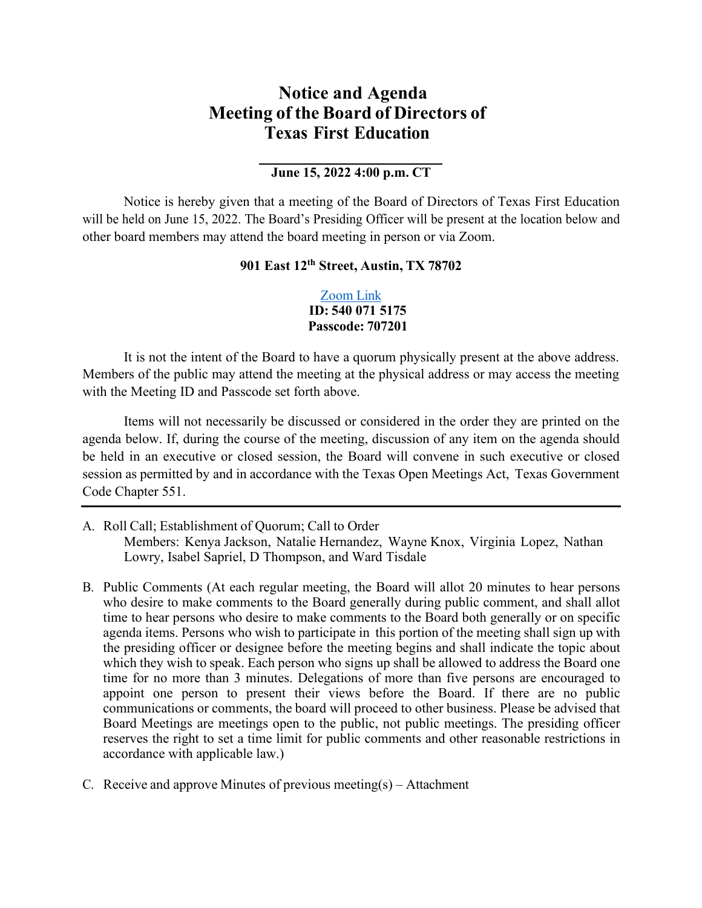# Notice and Agenda
# Meeting of the Board of Directors of
# Texas First Education

**June 15, 2022 4:00 p.m. CT**

Notice is hereby given that a meeting of the Board of Directors of Texas First Education will be held on June 15, 2022. The Board's Presiding Officer will be present at the location below and other board members may attend the board meeting in person or via Zoom.

**901 East 12th Street, Austin, TX 78702**

Zoom Link
**ID: 540 071 5175**
**Passcode: 707201**

It is not the intent of the Board to have a quorum physically present at the above address. Members of the public may attend the meeting at the physical address or may access the meeting with the Meeting ID and Passcode set forth above.

Items will not necessarily be discussed or considered in the order they are printed on the agenda below. If, during the course of the meeting, discussion of any item on the agenda should be held in an executive or closed session, the Board will convene in such executive or closed session as permitted by and in accordance with the Texas Open Meetings Act, Texas Government Code Chapter 551.

---

A. Roll Call; Establishment of Quorum; Call to Order
   Members: Kenya Jackson, Natalie Hernandez, Wayne Knox, Virginia Lopez, Nathan Lowry, Isabel Sapriel, D Thompson, and Ward Tisdale

B. Public Comments (At each regular meeting, the Board will allot 20 minutes to hear persons who desire to make comments to the Board generally during public comment, and shall allot time to hear persons who desire to make comments to the Board both generally or on specific agenda items. Persons who wish to participate in this portion of the meeting shall sign up with the presiding officer or designee before the meeting begins and shall indicate the topic about which they wish to speak. Each person who signs up shall be allowed to address the Board one time for no more than 3 minutes. Delegations of more than five persons are encouraged to appoint one person to present their views before the Board. If there are no public communications or comments, the board will proceed to other business. Please be advised that Board Meetings are meetings open to the public, not public meetings. The presiding officer reserves the right to set a time limit for public comments and other reasonable restrictions in accordance with applicable law.)

C. Receive and approve Minutes of previous meeting(s) – Attachment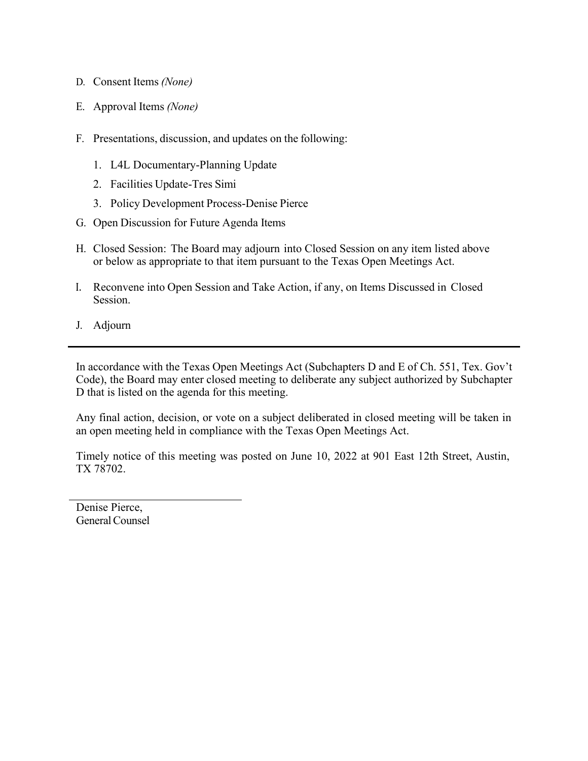D. Consent Items *(None)*

E. Approval Items *(None)*

F. Presentations, discussion, and updates on the following:

   1. L4L Documentary-Planning Update
   2. Facilities Update-Tres Simi
   3. Policy Development Process-Denise Pierce

G. Open Discussion for Future Agenda Items

H. Closed Session: The Board may adjourn into Closed Session on any item listed above or below as appropriate to that item pursuant to the Texas Open Meetings Act.

I. Reconvene into Open Session and Take Action, if any, on Items Discussed in Closed Session.

J. Adjourn

---

In accordance with the Texas Open Meetings Act (Subchapters D and E of Ch. 551, Tex. Gov't Code), the Board may enter closed meeting to deliberate any subject authorized by Subchapter D that is listed on the agenda for this meeting.

Any final action, decision, or vote on a subject deliberated in closed meeting will be taken in an open meeting held in compliance with the Texas Open Meetings Act.

Timely notice of this meeting was posted on June 10, 2022 at 901 East 12th Street, Austin, TX 78702.

\_\_\_\_\_\_\_\_\_\_\_\_\_\_\_\_\_\_\_\_\_\_\_\_\_\_\_\_\_\_

Denise Pierce,
General Counsel